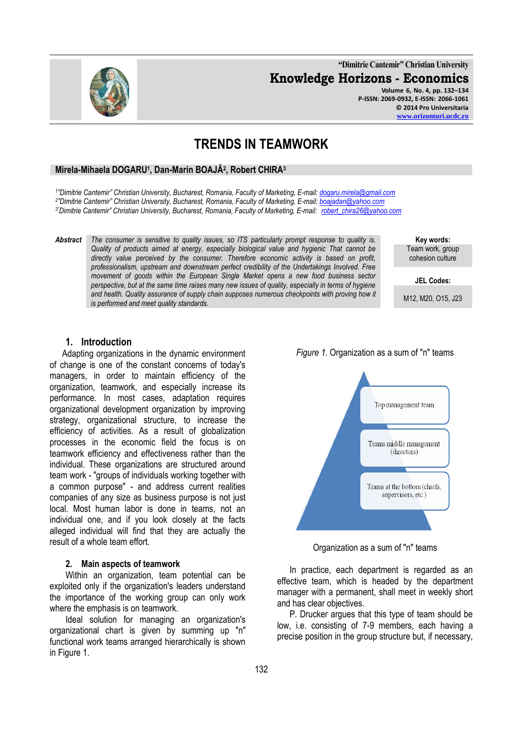"Dimitrie Cantemir" Christian University

**Knowledge Horizons - Economics**

Volume 6, No. 4, pp. 132–134
P-ISSN: 2069-0932, E-ISSN: 2066-1061
© 2014 Pro Universitaria
www.orizonturi.ucdc.ro

# TRENDS IN TEAMWORK

**Mirela-Mihaela DOGARU[1], Dan-Marin BOAJĂ[2], Robert CHIRA[3]**

*[1]"Dimitrie Cantemir" Christian University, Bucharest, Romania, Faculty of Marketing, E-mail: dogaru.mirela@gmail.com*
*[2]"Dimitrie Cantemir" Christian University, Bucharest, Romania, Faculty of Marketing, E-mail: boajadan@yahoo.com*
*[3]"Dimitrie Cantemir" Christian University, Bucharest, Romania, Faculty of Marketing, E-mail: robert_chira26@yahoo.com*

***Abstract*** *The consumer is sensitive to quality issues, so ITS particularly prompt response to quality is. Quality of products aimed at energy, especially biological value and hygienic That cannot be directly value perceived by the consumer. Therefore economic activity is based on profit, professionalism, upstream and downstream perfect credibility of the Undertakings Involved. Free movement of goods within the European Single Market opens a new food business sector perspective, but at the same time raises many new issues of quality, especially in terms of hygiene and health. Quality assurance of supply chain supposes numerous checkpoints with proving how it is performed and meet quality standards.*

**Key words:**
Team work, group cohesion culture

**JEL Codes:**
M12, M20, O15, J23

## 1. Introduction

Adapting organizations in the dynamic environment of change is one of the constant concerns of today's managers, in order to maintain efficiency of the organization, teamwork, and especially increase its performance. In most cases, adaptation requires organizational development organization by improving strategy, organizational structure, to increase the efficiency of activities. As a result of globalization processes in the economic field the focus is on teamwork efficiency and effectiveness rather than the individual. These organizations are structured around team work - "groups of individuals working together with a common purpose" - and address current realities companies of any size as business purpose is not just local. Most human labor is done in teams, not an individual one, and if you look closely at the facts alleged individual will find that they are actually the result of a whole team effort.

## 2. Main aspects of teamwork

Within an organization, team potential can be exploited only if the organization's leaders understand the importance of the working group can only work where the emphasis is on teamwork.

Ideal solution for managing an organization's organizational chart is given by summing up "n" functional work teams arranged hierarchically is shown in Figure 1.

*Figure 1.* Organization as a sum of "n" teams

- Top management team
- Teams middle management (directors)
- Teams at the bottom (chiefs, supervisors, etc.)

Organization as a sum of "n" teams

In practice, each department is regarded as an effective team, which is headed by the department manager with a permanent, shall meet in weekly short and has clear objectives.

P. Drucker argues that this type of team should be low, i.e. consisting of 7-9 members, each having a precise position in the group structure but, if necessary,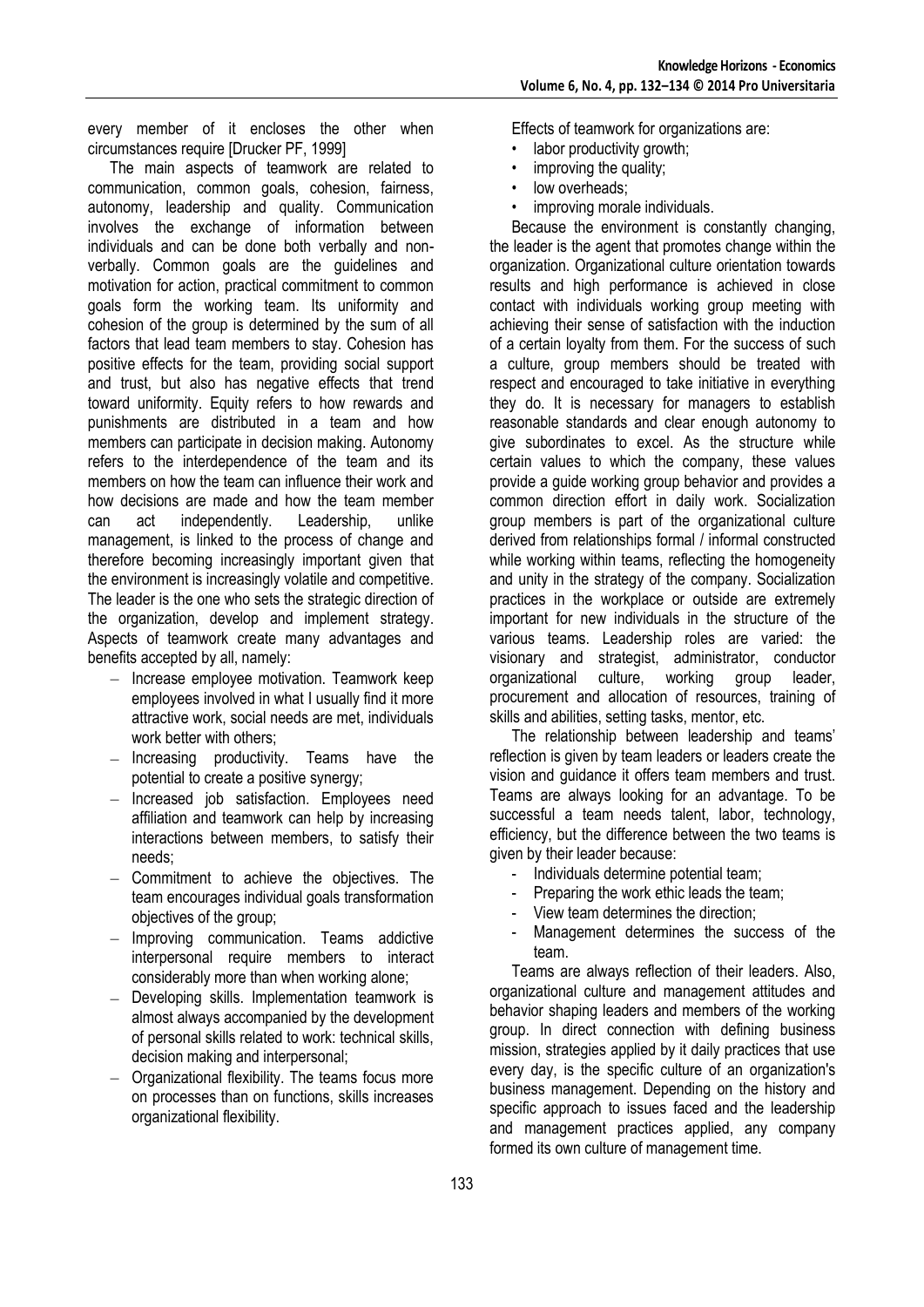every member of it encloses the other when circumstances require [Drucker PF, 1999]

The main aspects of teamwork are related to communication, common goals, cohesion, fairness, autonomy, leadership and quality. Communication involves the exchange of information between individuals and can be done both verbally and non-verbally. Common goals are the guidelines and motivation for action, practical commitment to common goals form the working team. Its uniformity and cohesion of the group is determined by the sum of all factors that lead team members to stay. Cohesion has positive effects for the team, providing social support and trust, but also has negative effects that trend toward uniformity. Equity refers to how rewards and punishments are distributed in a team and how members can participate in decision making. Autonomy refers to the interdependence of the team and its members on how the team can influence their work and how decisions are made and how the team member can act independently. Leadership, unlike management, is linked to the process of change and therefore becoming increasingly important given that the environment is increasingly volatile and competitive. The leader is the one who sets the strategic direction of the organization, develop and implement strategy. Aspects of teamwork create many advantages and benefits accepted by all, namely:

- Increase employee motivation. Teamwork keep employees involved in what I usually find it more attractive work, social needs are met, individuals work better with others;
- Increasing productivity. Teams have the potential to create a positive synergy;
- Increased job satisfaction. Employees need affiliation and teamwork can help by increasing interactions between members, to satisfy their needs;
- Commitment to achieve the objectives. The team encourages individual goals transformation objectives of the group;
- Improving communication. Teams addictive interpersonal require members to interact considerably more than when working alone;
- Developing skills. Implementation teamwork is almost always accompanied by the development of personal skills related to work: technical skills, decision making and interpersonal;
- Organizational flexibility. The teams focus more on processes than on functions, skills increases organizational flexibility.

Effects of teamwork for organizations are:

- labor productivity growth;
- improving the quality;
- low overheads;
- improving morale individuals.

Because the environment is constantly changing, the leader is the agent that promotes change within the organization. Organizational culture orientation towards results and high performance is achieved in close contact with individuals working group meeting with achieving their sense of satisfaction with the induction of a certain loyalty from them. For the success of such a culture, group members should be treated with respect and encouraged to take initiative in everything they do. It is necessary for managers to establish reasonable standards and clear enough autonomy to give subordinates to excel. As the structure while certain values to which the company, these values provide a guide working group behavior and provides a common direction effort in daily work. Socialization group members is part of the organizational culture derived from relationships formal / informal constructed while working within teams, reflecting the homogeneity and unity in the strategy of the company. Socialization practices in the workplace or outside are extremely important for new individuals in the structure of the various teams. Leadership roles are varied: the visionary and strategist, administrator, conductor organizational culture, working group leader, procurement and allocation of resources, training of skills and abilities, setting tasks, mentor, etc.

The relationship between leadership and teams' reflection is given by team leaders or leaders create the vision and guidance it offers team members and trust. Teams are always looking for an advantage. To be successful a team needs talent, labor, technology, efficiency, but the difference between the two teams is given by their leader because:

- Individuals determine potential team;
- Preparing the work ethic leads the team;
- View team determines the direction;
- Management determines the success of the team.

Teams are always reflection of their leaders. Also, organizational culture and management attitudes and behavior shaping leaders and members of the working group. In direct connection with defining business mission, strategies applied by it daily practices that use every day, is the specific culture of an organization's business management. Depending on the history and specific approach to issues faced and the leadership and management practices applied, any company formed its own culture of management time.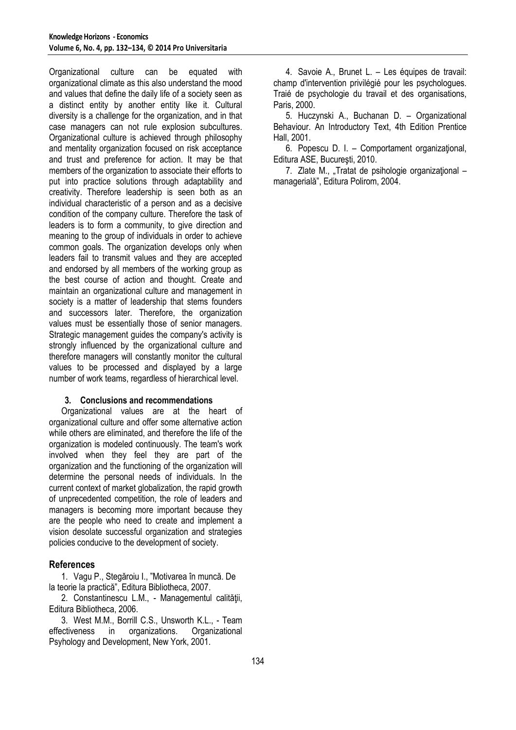Organizational culture can be equated with organizational climate as this also understand the mood and values that define the daily life of a society seen as a distinct entity by another entity like it. Cultural diversity is a challenge for the organization, and in that case managers can not rule explosion subcultures. Organizational culture is achieved through philosophy and mentality organization focused on risk acceptance and trust and preference for action. It may be that members of the organization to associate their efforts to put into practice solutions through adaptability and creativity. Therefore leadership is seen both as an individual characteristic of a person and as a decisive condition of the company culture. Therefore the task of leaders is to form a community, to give direction and meaning to the group of individuals in order to achieve common goals. The organization develops only when leaders fail to transmit values and they are accepted and endorsed by all members of the working group as the best course of action and thought. Create and maintain an organizational culture and management in society is a matter of leadership that stems founders and successors later. Therefore, the organization values must be essentially those of senior managers. Strategic management guides the company's activity is strongly influenced by the organizational culture and therefore managers will constantly monitor the cultural values to be processed and displayed by a large number of work teams, regardless of hierarchical level.

## 3. Conclusions and recommendations

Organizational values are at the heart of organizational culture and offer some alternative action while others are eliminated, and therefore the life of the organization is modeled continuously. The team's work involved when they feel they are part of the organization and the functioning of the organization will determine the personal needs of individuals. In the current context of market globalization, the rapid growth of unprecedented competition, the role of leaders and managers is becoming more important because they are the people who need to create and implement a vision desolate successful organization and strategies policies conducive to the development of society.

## References

1. Vagu P., Stegăroiu I., "Motivarea în muncă. De la teorie la practică", Editura Bibliotheca, 2007.
2. Constantinescu L.M., - Managementul calităţii, Editura Bibliotheca, 2006.
3. West M.M., Borrill C.S., Unsworth K.L., - Team effectiveness in organizations. Organizational Psyhology and Development, New York, 2001.
4. Savoie A., Brunet L. – Les équipes de travail: champ d'intervention privilégié pour les psychologues. Traié de psychologie du travail et des organisations, Paris, 2000.
5. Huczynski A., Buchanan D. – Organizational Behaviour. An Introductory Text, 4th Edition Prentice Hall, 2001.
6. Popescu D. I. – Comportament organizaţional, Editura ASE, Bucureşti, 2010.
7. Zlate M., „Tratat de psihologie organizaţional – managerială", Editura Polirom, 2004.